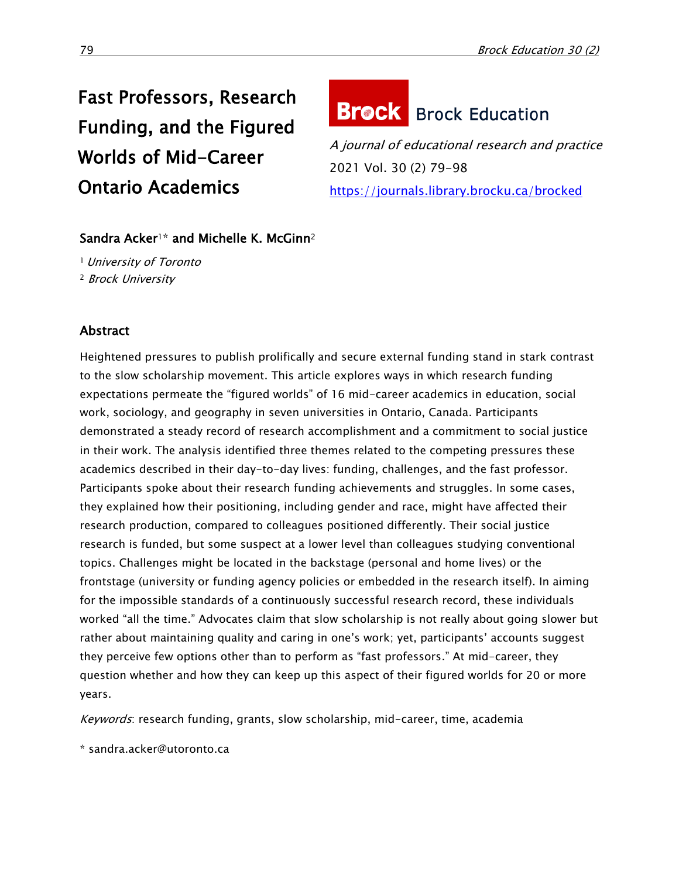# Fast Professors, Research Funding, and the Figured Worlds of Mid-Career Ontario Academics

**Brock Education**

*A journal of educational research and practice*

2021 Vol. 30 (2) 79-98

https://journals.library.brocku.ca/brocked

**Sandra Acker[1]* and Michelle K. McGinn[2]**

[1] *University of Toronto*

[2] *Brock University*

## Abstract

Heightened pressures to publish prolifically and secure external funding stand in stark contrast to the slow scholarship movement. This article explores ways in which research funding expectations permeate the "figured worlds" of 16 mid-career academics in education, social work, sociology, and geography in seven universities in Ontario, Canada. Participants demonstrated a steady record of research accomplishment and a commitment to social justice in their work. The analysis identified three themes related to the competing pressures these academics described in their day-to-day lives: funding, challenges, and the fast professor. Participants spoke about their research funding achievements and struggles. In some cases, they explained how their positioning, including gender and race, might have affected their research production, compared to colleagues positioned differently. Their social justice research is funded, but some suspect at a lower level than colleagues studying conventional topics. Challenges might be located in the backstage (personal and home lives) or the frontstage (university or funding agency policies or embedded in the research itself). In aiming for the impossible standards of a continuously successful research record, these individuals worked "all the time." Advocates claim that slow scholarship is not really about going slower but rather about maintaining quality and caring in one's work; yet, participants' accounts suggest they perceive few options other than to perform as "fast professors." At mid-career, they question whether and how they can keep up this aspect of their figured worlds for 20 or more years.

*Keywords*: research funding, grants, slow scholarship, mid-career, time, academia

* sandra.acker@utoronto.ca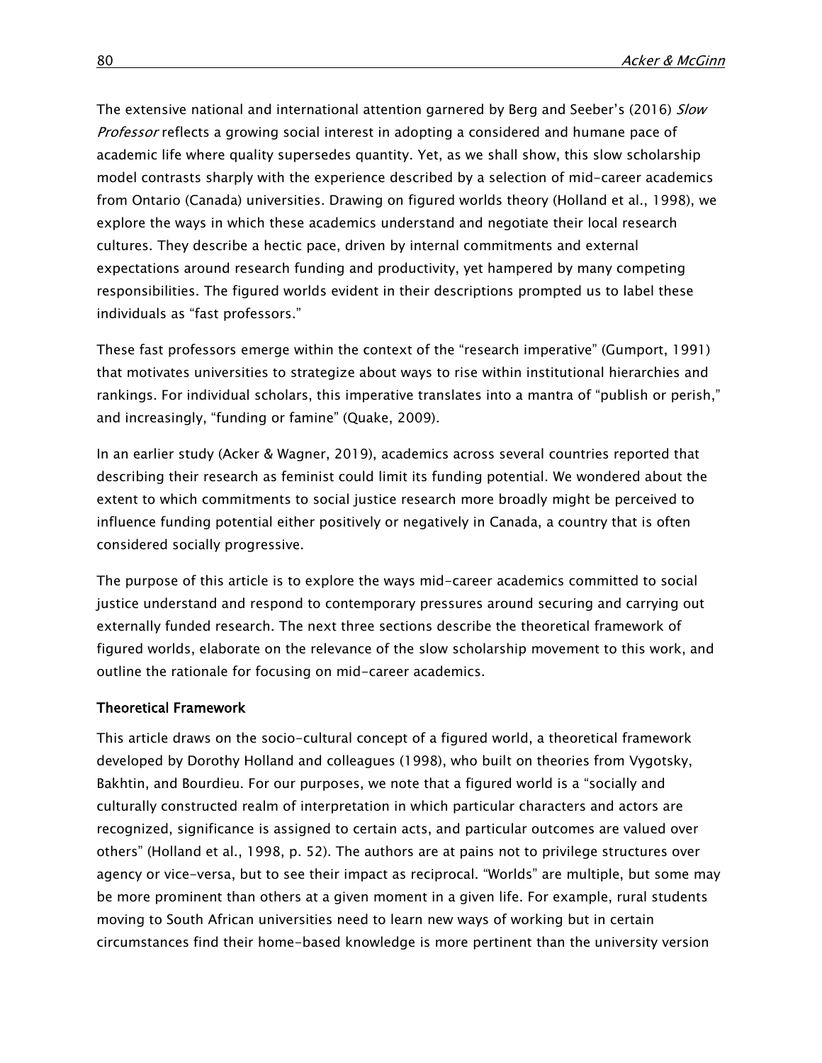The extensive national and international attention garnered by Berg and Seeber's (2016) *Slow Professor* reflects a growing social interest in adopting a considered and humane pace of academic life where quality supersedes quantity. Yet, as we shall show, this slow scholarship model contrasts sharply with the experience described by a selection of mid-career academics from Ontario (Canada) universities. Drawing on figured worlds theory (Holland et al., 1998), we explore the ways in which these academics understand and negotiate their local research cultures. They describe a hectic pace, driven by internal commitments and external expectations around research funding and productivity, yet hampered by many competing responsibilities. The figured worlds evident in their descriptions prompted us to label these individuals as "fast professors."

These fast professors emerge within the context of the "research imperative" (Gumport, 1991) that motivates universities to strategize about ways to rise within institutional hierarchies and rankings. For individual scholars, this imperative translates into a mantra of "publish or perish," and increasingly, "funding or famine" (Quake, 2009).

In an earlier study (Acker & Wagner, 2019), academics across several countries reported that describing their research as feminist could limit its funding potential. We wondered about the extent to which commitments to social justice research more broadly might be perceived to influence funding potential either positively or negatively in Canada, a country that is often considered socially progressive.

The purpose of this article is to explore the ways mid-career academics committed to social justice understand and respond to contemporary pressures around securing and carrying out externally funded research. The next three sections describe the theoretical framework of figured worlds, elaborate on the relevance of the slow scholarship movement to this work, and outline the rationale for focusing on mid-career academics.

## Theoretical Framework

This article draws on the socio-cultural concept of a figured world, a theoretical framework developed by Dorothy Holland and colleagues (1998), who built on theories from Vygotsky, Bakhtin, and Bourdieu. For our purposes, we note that a figured world is a "socially and culturally constructed realm of interpretation in which particular characters and actors are recognized, significance is assigned to certain acts, and particular outcomes are valued over others" (Holland et al., 1998, p. 52). The authors are at pains not to privilege structures over agency or vice-versa, but to see their impact as reciprocal. "Worlds" are multiple, but some may be more prominent than others at a given moment in a given life. For example, rural students moving to South African universities need to learn new ways of working but in certain circumstances find their home-based knowledge is more pertinent than the university version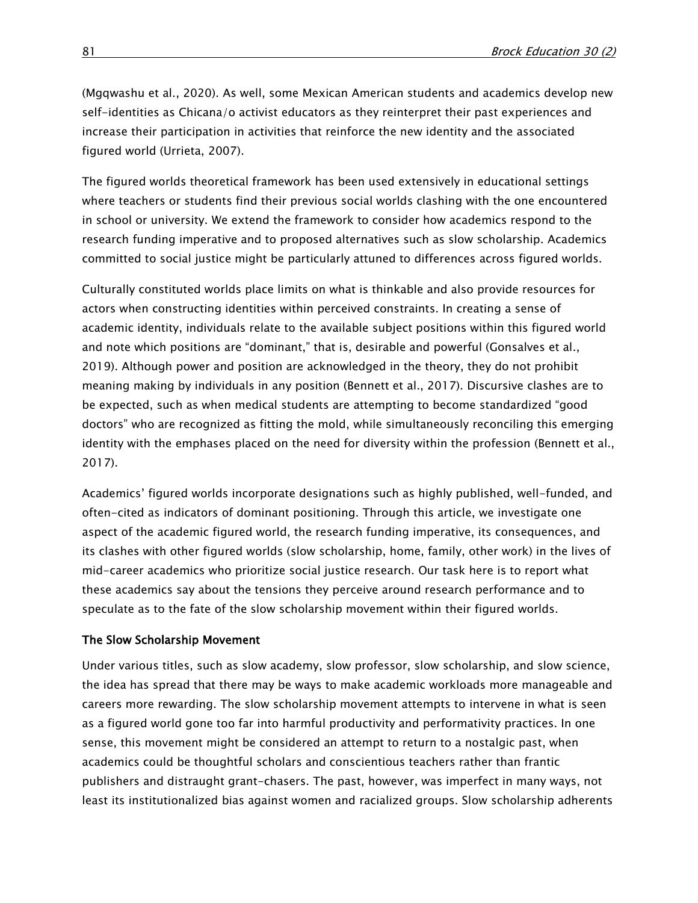(Mgqwashu et al., 2020). As well, some Mexican American students and academics develop new self-identities as Chicana/o activist educators as they reinterpret their past experiences and increase their participation in activities that reinforce the new identity and the associated figured world (Urrieta, 2007).

The figured worlds theoretical framework has been used extensively in educational settings where teachers or students find their previous social worlds clashing with the one encountered in school or university. We extend the framework to consider how academics respond to the research funding imperative and to proposed alternatives such as slow scholarship. Academics committed to social justice might be particularly attuned to differences across figured worlds.

Culturally constituted worlds place limits on what is thinkable and also provide resources for actors when constructing identities within perceived constraints. In creating a sense of academic identity, individuals relate to the available subject positions within this figured world and note which positions are "dominant," that is, desirable and powerful (Gonsalves et al., 2019). Although power and position are acknowledged in the theory, they do not prohibit meaning making by individuals in any position (Bennett et al., 2017). Discursive clashes are to be expected, such as when medical students are attempting to become standardized "good doctors" who are recognized as fitting the mold, while simultaneously reconciling this emerging identity with the emphases placed on the need for diversity within the profession (Bennett et al., 2017).

Academics' figured worlds incorporate designations such as highly published, well-funded, and often-cited as indicators of dominant positioning. Through this article, we investigate one aspect of the academic figured world, the research funding imperative, its consequences, and its clashes with other figured worlds (slow scholarship, home, family, other work) in the lives of mid-career academics who prioritize social justice research. Our task here is to report what these academics say about the tensions they perceive around research performance and to speculate as to the fate of the slow scholarship movement within their figured worlds.

### The Slow Scholarship Movement

Under various titles, such as slow academy, slow professor, slow scholarship, and slow science, the idea has spread that there may be ways to make academic workloads more manageable and careers more rewarding. The slow scholarship movement attempts to intervene in what is seen as a figured world gone too far into harmful productivity and performativity practices. In one sense, this movement might be considered an attempt to return to a nostalgic past, when academics could be thoughtful scholars and conscientious teachers rather than frantic publishers and distraught grant-chasers. The past, however, was imperfect in many ways, not least its institutionalized bias against women and racialized groups. Slow scholarship adherents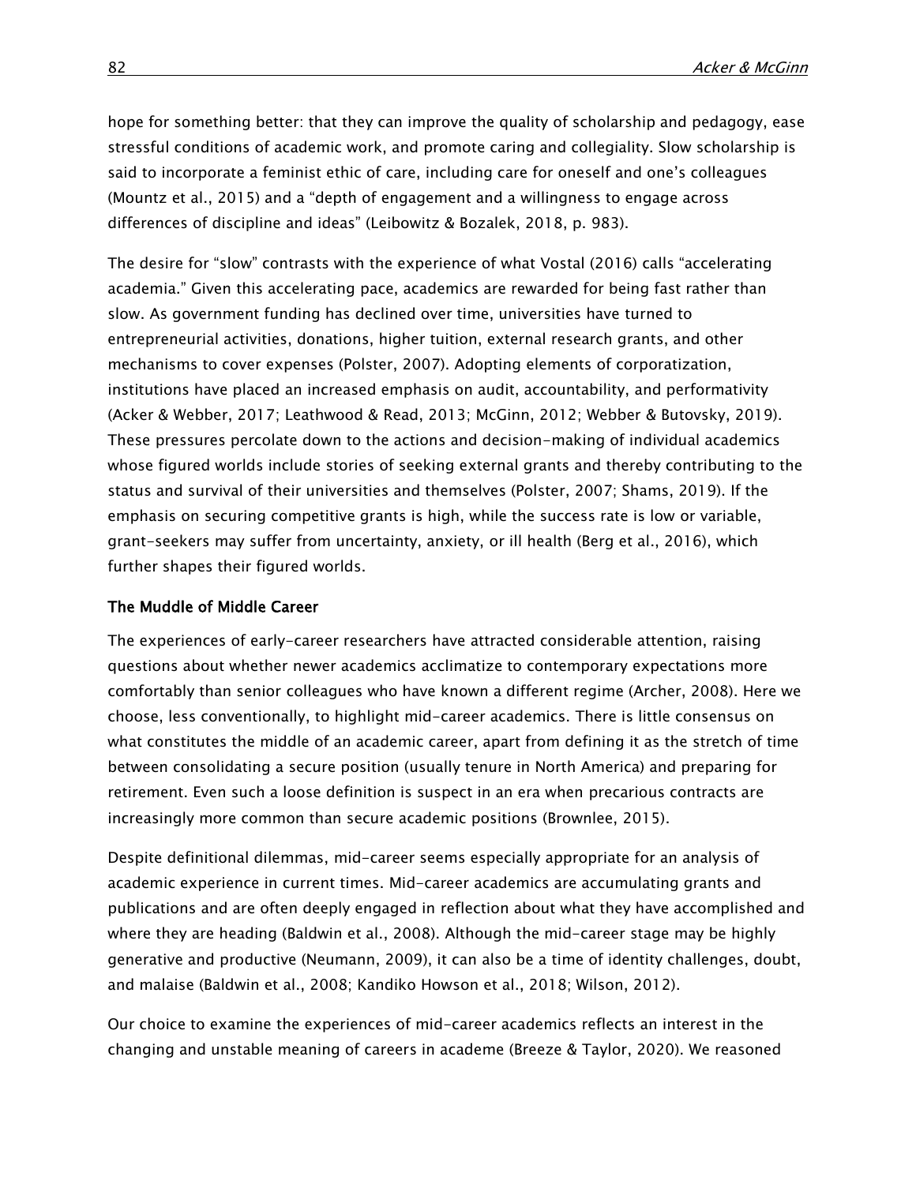hope for something better: that they can improve the quality of scholarship and pedagogy, ease stressful conditions of academic work, and promote caring and collegiality. Slow scholarship is said to incorporate a feminist ethic of care, including care for oneself and one's colleagues (Mountz et al., 2015) and a "depth of engagement and a willingness to engage across differences of discipline and ideas" (Leibowitz & Bozalek, 2018, p. 983).

The desire for "slow" contrasts with the experience of what Vostal (2016) calls "accelerating academia." Given this accelerating pace, academics are rewarded for being fast rather than slow. As government funding has declined over time, universities have turned to entrepreneurial activities, donations, higher tuition, external research grants, and other mechanisms to cover expenses (Polster, 2007). Adopting elements of corporatization, institutions have placed an increased emphasis on audit, accountability, and performativity (Acker & Webber, 2017; Leathwood & Read, 2013; McGinn, 2012; Webber & Butovsky, 2019). These pressures percolate down to the actions and decision-making of individual academics whose figured worlds include stories of seeking external grants and thereby contributing to the status and survival of their universities and themselves (Polster, 2007; Shams, 2019). If the emphasis on securing competitive grants is high, while the success rate is low or variable, grant-seekers may suffer from uncertainty, anxiety, or ill health (Berg et al., 2016), which further shapes their figured worlds.

## The Muddle of Middle Career

The experiences of early-career researchers have attracted considerable attention, raising questions about whether newer academics acclimatize to contemporary expectations more comfortably than senior colleagues who have known a different regime (Archer, 2008). Here we choose, less conventionally, to highlight mid-career academics. There is little consensus on what constitutes the middle of an academic career, apart from defining it as the stretch of time between consolidating a secure position (usually tenure in North America) and preparing for retirement. Even such a loose definition is suspect in an era when precarious contracts are increasingly more common than secure academic positions (Brownlee, 2015).

Despite definitional dilemmas, mid-career seems especially appropriate for an analysis of academic experience in current times. Mid-career academics are accumulating grants and publications and are often deeply engaged in reflection about what they have accomplished and where they are heading (Baldwin et al., 2008). Although the mid-career stage may be highly generative and productive (Neumann, 2009), it can also be a time of identity challenges, doubt, and malaise (Baldwin et al., 2008; Kandiko Howson et al., 2018; Wilson, 2012).

Our choice to examine the experiences of mid-career academics reflects an interest in the changing and unstable meaning of careers in academe (Breeze & Taylor, 2020). We reasoned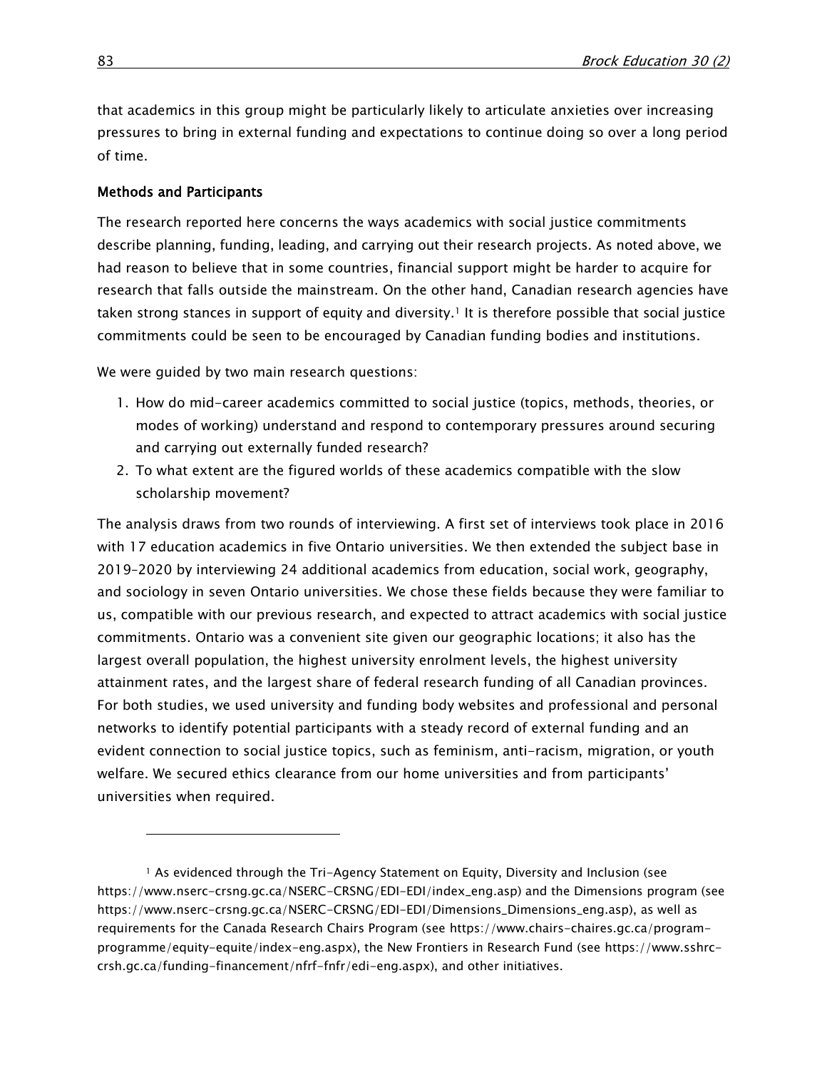that academics in this group might be particularly likely to articulate anxieties over increasing pressures to bring in external funding and expectations to continue doing so over a long period of time.

### Methods and Participants

The research reported here concerns the ways academics with social justice commitments describe planning, funding, leading, and carrying out their research projects. As noted above, we had reason to believe that in some countries, financial support might be harder to acquire for research that falls outside the mainstream. On the other hand, Canadian research agencies have taken strong stances in support of equity and diversity.[1] It is therefore possible that social justice commitments could be seen to be encouraged by Canadian funding bodies and institutions.

We were guided by two main research questions:

1. How do mid-career academics committed to social justice (topics, methods, theories, or modes of working) understand and respond to contemporary pressures around securing and carrying out externally funded research?
2. To what extent are the figured worlds of these academics compatible with the slow scholarship movement?

The analysis draws from two rounds of interviewing. A first set of interviews took place in 2016 with 17 education academics in five Ontario universities. We then extended the subject base in 2019–2020 by interviewing 24 additional academics from education, social work, geography, and sociology in seven Ontario universities. We chose these fields because they were familiar to us, compatible with our previous research, and expected to attract academics with social justice commitments. Ontario was a convenient site given our geographic locations; it also has the largest overall population, the highest university enrolment levels, the highest university attainment rates, and the largest share of federal research funding of all Canadian provinces. For both studies, we used university and funding body websites and professional and personal networks to identify potential participants with a steady record of external funding and an evident connection to social justice topics, such as feminism, anti-racism, migration, or youth welfare. We secured ethics clearance from our home universities and from participants' universities when required.

---

[1] As evidenced through the Tri-Agency Statement on Equity, Diversity and Inclusion (see https://www.nserc-crsng.gc.ca/NSERC-CRSNG/EDI-EDI/index_eng.asp) and the Dimensions program (see https://www.nserc-crsng.gc.ca/NSERC-CRSNG/EDI-EDI/Dimensions_Dimensions_eng.asp), as well as requirements for the Canada Research Chairs Program (see https://www.chairs-chaires.gc.ca/program-programme/equity-equite/index-eng.aspx), the New Frontiers in Research Fund (see https://www.sshrc-crsh.gc.ca/funding-financement/nfrf-fnfr/edi-eng.aspx), and other initiatives.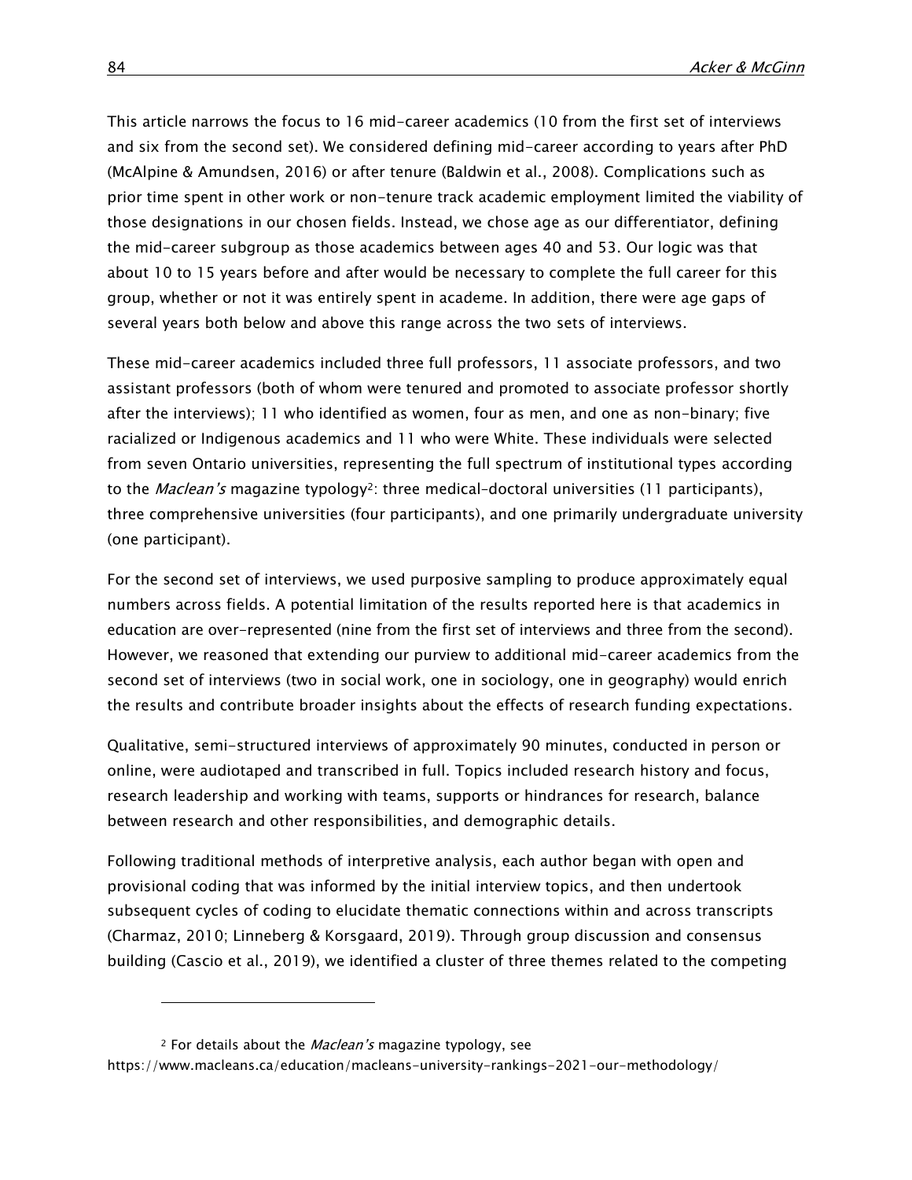This article narrows the focus to 16 mid-career academics (10 from the first set of interviews and six from the second set). We considered defining mid-career according to years after PhD (McAlpine & Amundsen, 2016) or after tenure (Baldwin et al., 2008). Complications such as prior time spent in other work or non-tenure track academic employment limited the viability of those designations in our chosen fields. Instead, we chose age as our differentiator, defining the mid-career subgroup as those academics between ages 40 and 53. Our logic was that about 10 to 15 years before and after would be necessary to complete the full career for this group, whether or not it was entirely spent in academe. In addition, there were age gaps of several years both below and above this range across the two sets of interviews.

These mid-career academics included three full professors, 11 associate professors, and two assistant professors (both of whom were tenured and promoted to associate professor shortly after the interviews); 11 who identified as women, four as men, and one as non-binary; five racialized or Indigenous academics and 11 who were White. These individuals were selected from seven Ontario universities, representing the full spectrum of institutional types according to the *Maclean's* magazine typology[2]: three medical-doctoral universities (11 participants), three comprehensive universities (four participants), and one primarily undergraduate university (one participant).

For the second set of interviews, we used purposive sampling to produce approximately equal numbers across fields. A potential limitation of the results reported here is that academics in education are over-represented (nine from the first set of interviews and three from the second). However, we reasoned that extending our purview to additional mid-career academics from the second set of interviews (two in social work, one in sociology, one in geography) would enrich the results and contribute broader insights about the effects of research funding expectations.

Qualitative, semi-structured interviews of approximately 90 minutes, conducted in person or online, were audiotaped and transcribed in full. Topics included research history and focus, research leadership and working with teams, supports or hindrances for research, balance between research and other responsibilities, and demographic details.

Following traditional methods of interpretive analysis, each author began with open and provisional coding that was informed by the initial interview topics, and then undertook subsequent cycles of coding to elucidate thematic connections within and across transcripts (Charmaz, 2010; Linneberg & Korsgaard, 2019). Through group discussion and consensus building (Cascio et al., 2019), we identified a cluster of three themes related to the competing

[2] For details about the *Maclean's* magazine typology, see https://www.macleans.ca/education/macleans-university-rankings-2021-our-methodology/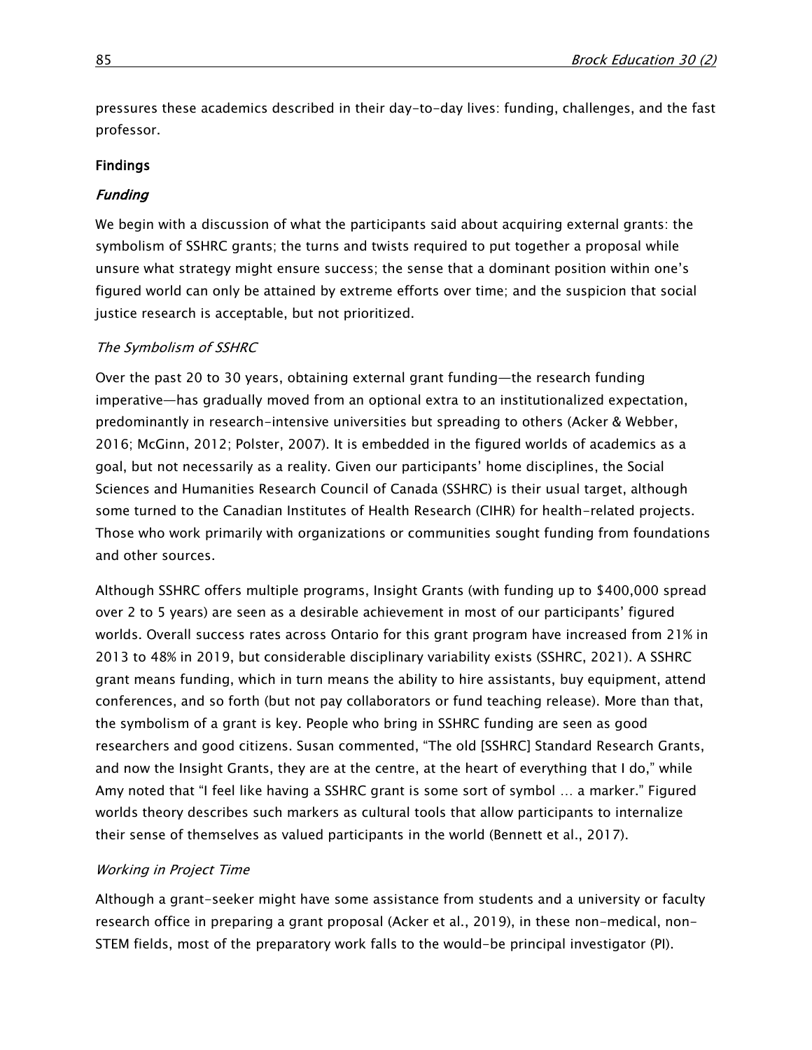pressures these academics described in their day-to-day lives: funding, challenges, and the fast professor.

## Findings

### *Funding*

We begin with a discussion of what the participants said about acquiring external grants: the symbolism of SSHRC grants; the turns and twists required to put together a proposal while unsure what strategy might ensure success; the sense that a dominant position within one's figured world can only be attained by extreme efforts over time; and the suspicion that social justice research is acceptable, but not prioritized.

#### *The Symbolism of SSHRC*

Over the past 20 to 30 years, obtaining external grant funding—the research funding imperative—has gradually moved from an optional extra to an institutionalized expectation, predominantly in research-intensive universities but spreading to others (Acker & Webber, 2016; McGinn, 2012; Polster, 2007). It is embedded in the figured worlds of academics as a goal, but not necessarily as a reality. Given our participants' home disciplines, the Social Sciences and Humanities Research Council of Canada (SSHRC) is their usual target, although some turned to the Canadian Institutes of Health Research (CIHR) for health-related projects. Those who work primarily with organizations or communities sought funding from foundations and other sources.

Although SSHRC offers multiple programs, Insight Grants (with funding up to $400,000 spread over 2 to 5 years) are seen as a desirable achievement in most of our participants' figured worlds. Overall success rates across Ontario for this grant program have increased from 21% in 2013 to 48% in 2019, but considerable disciplinary variability exists (SSHRC, 2021). A SSHRC grant means funding, which in turn means the ability to hire assistants, buy equipment, attend conferences, and so forth (but not pay collaborators or fund teaching release). More than that, the symbolism of a grant is key. People who bring in SSHRC funding are seen as good researchers and good citizens. Susan commented, "The old [SSHRC] Standard Research Grants, and now the Insight Grants, they are at the centre, at the heart of everything that I do," while Amy noted that "I feel like having a SSHRC grant is some sort of symbol … a marker." Figured worlds theory describes such markers as cultural tools that allow participants to internalize their sense of themselves as valued participants in the world (Bennett et al., 2017).

#### *Working in Project Time*

Although a grant-seeker might have some assistance from students and a university or faculty research office in preparing a grant proposal (Acker et al., 2019), in these non-medical, non-STEM fields, most of the preparatory work falls to the would-be principal investigator (PI).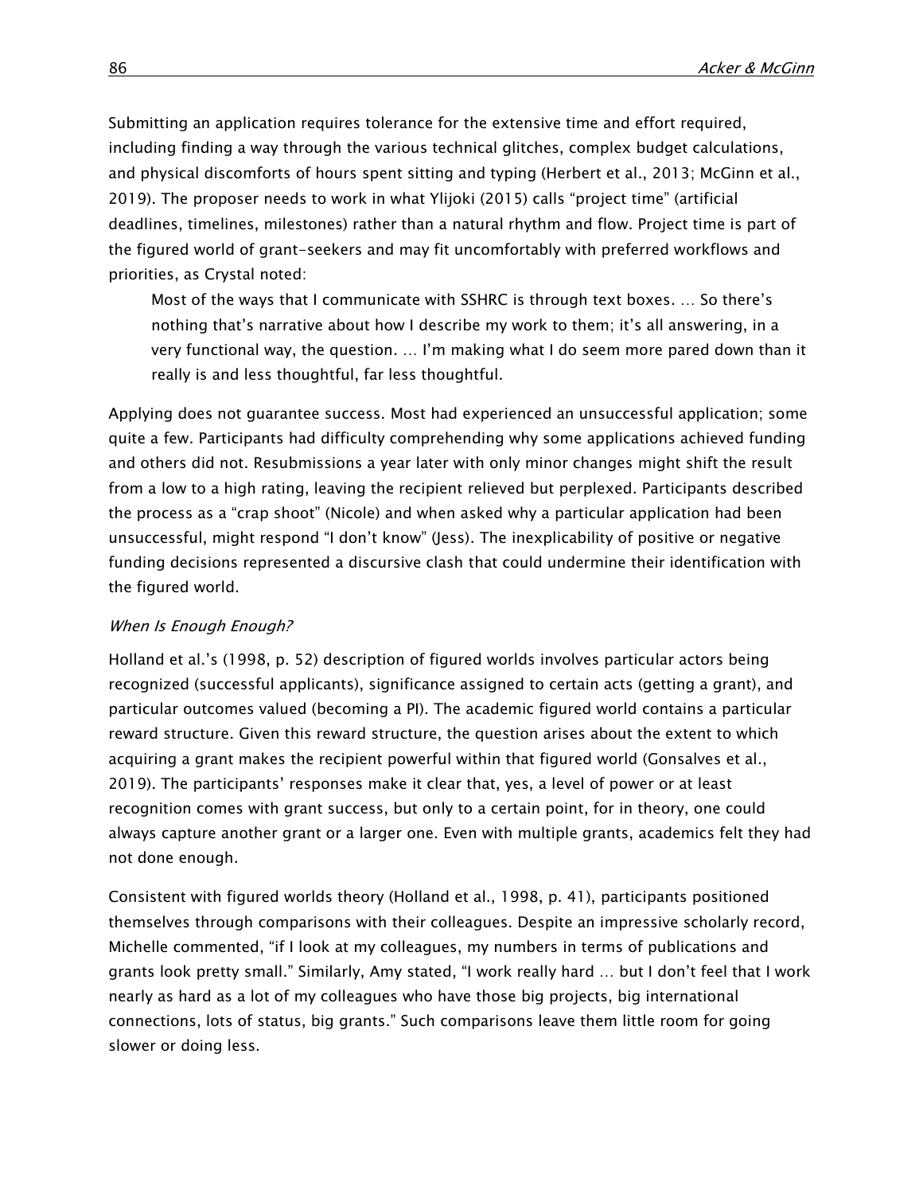Submitting an application requires tolerance for the extensive time and effort required, including finding a way through the various technical glitches, complex budget calculations, and physical discomforts of hours spent sitting and typing (Herbert et al., 2013; McGinn et al., 2019). The proposer needs to work in what Ylijoki (2015) calls “project time” (artificial deadlines, timelines, milestones) rather than a natural rhythm and flow. Project time is part of the figured world of grant-seekers and may fit uncomfortably with preferred workflows and priorities, as Crystal noted:

> Most of the ways that I communicate with SSHRC is through text boxes. … So there’s nothing that’s narrative about how I describe my work to them; it’s all answering, in a very functional way, the question. … I’m making what I do seem more pared down than it really is and less thoughtful, far less thoughtful.

Applying does not guarantee success. Most had experienced an unsuccessful application; some quite a few. Participants had difficulty comprehending why some applications achieved funding and others did not. Resubmissions a year later with only minor changes might shift the result from a low to a high rating, leaving the recipient relieved but perplexed. Participants described the process as a “crap shoot” (Nicole) and when asked why a particular application had been unsuccessful, might respond “I don’t know” (Jess). The inexplicability of positive or negative funding decisions represented a discursive clash that could undermine their identification with the figured world.

#### *When Is Enough Enough?*

Holland et al.’s (1998, p. 52) description of figured worlds involves particular actors being recognized (successful applicants), significance assigned to certain acts (getting a grant), and particular outcomes valued (becoming a PI). The academic figured world contains a particular reward structure. Given this reward structure, the question arises about the extent to which acquiring a grant makes the recipient powerful within that figured world (Gonsalves et al., 2019). The participants’ responses make it clear that, yes, a level of power or at least recognition comes with grant success, but only to a certain point, for in theory, one could always capture another grant or a larger one. Even with multiple grants, academics felt they had not done enough.

Consistent with figured worlds theory (Holland et al., 1998, p. 41), participants positioned themselves through comparisons with their colleagues. Despite an impressive scholarly record, Michelle commented, “if I look at my colleagues, my numbers in terms of publications and grants look pretty small.” Similarly, Amy stated, “I work really hard … but I don’t feel that I work nearly as hard as a lot of my colleagues who have those big projects, big international connections, lots of status, big grants.” Such comparisons leave them little room for going slower or doing less.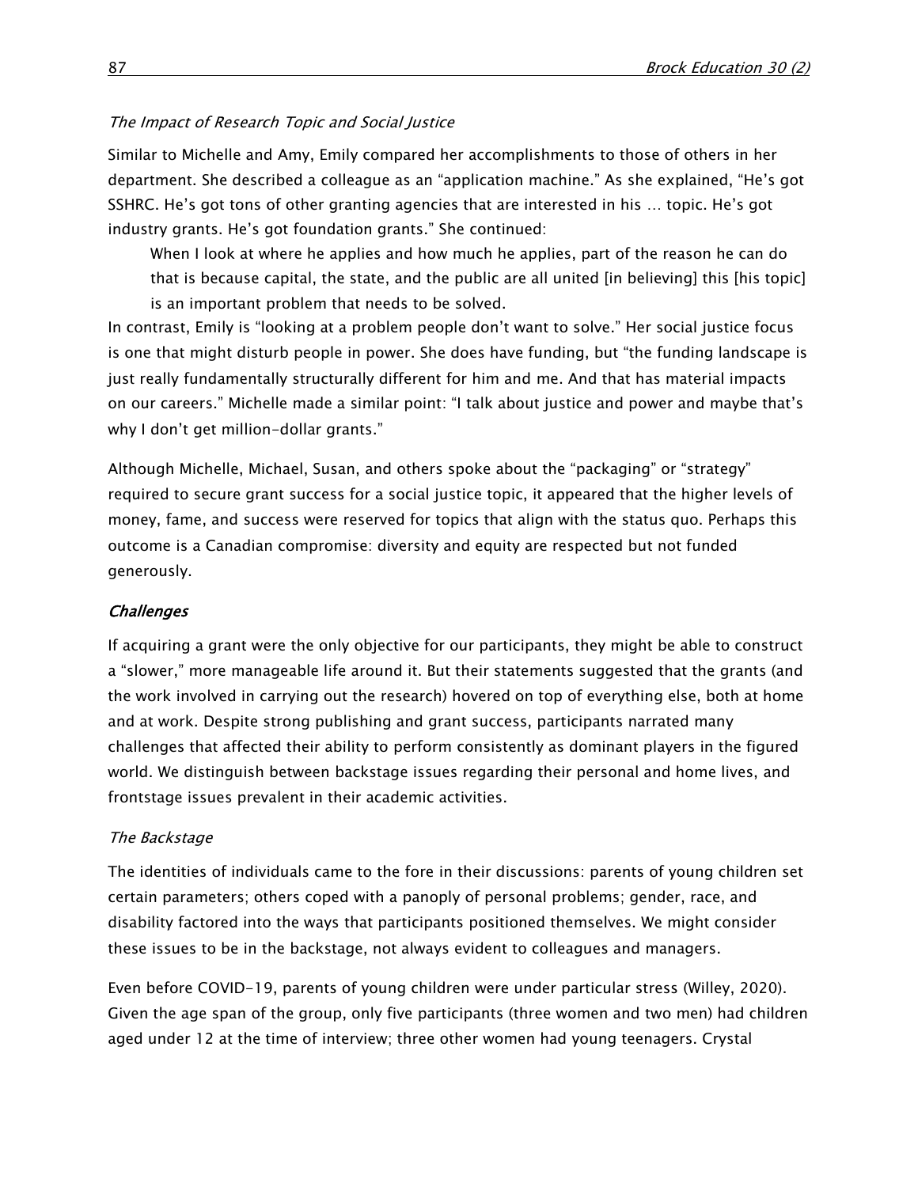*The Impact of Research Topic and Social Justice*

Similar to Michelle and Amy, Emily compared her accomplishments to those of others in her department. She described a colleague as an "application machine." As she explained, "He's got SSHRC. He's got tons of other granting agencies that are interested in his … topic. He's got industry grants. He's got foundation grants." She continued:

> When I look at where he applies and how much he applies, part of the reason he can do that is because capital, the state, and the public are all united [in believing] this [his topic] is an important problem that needs to be solved.

In contrast, Emily is "looking at a problem people don't want to solve." Her social justice focus is one that might disturb people in power. She does have funding, but "the funding landscape is just really fundamentally structurally different for him and me. And that has material impacts on our careers." Michelle made a similar point: "I talk about justice and power and maybe that's why I don't get million-dollar grants."

Although Michelle, Michael, Susan, and others spoke about the "packaging" or "strategy" required to secure grant success for a social justice topic, it appeared that the higher levels of money, fame, and success were reserved for topics that align with the status quo. Perhaps this outcome is a Canadian compromise: diversity and equity are respected but not funded generously.

## *Challenges*

If acquiring a grant were the only objective for our participants, they might be able to construct a "slower," more manageable life around it. But their statements suggested that the grants (and the work involved in carrying out the research) hovered on top of everything else, both at home and at work. Despite strong publishing and grant success, participants narrated many challenges that affected their ability to perform consistently as dominant players in the figured world. We distinguish between backstage issues regarding their personal and home lives, and frontstage issues prevalent in their academic activities.

*The Backstage*

The identities of individuals came to the fore in their discussions: parents of young children set certain parameters; others coped with a panoply of personal problems; gender, race, and disability factored into the ways that participants positioned themselves. We might consider these issues to be in the backstage, not always evident to colleagues and managers.

Even before COVID-19, parents of young children were under particular stress (Willey, 2020). Given the age span of the group, only five participants (three women and two men) had children aged under 12 at the time of interview; three other women had young teenagers. Crystal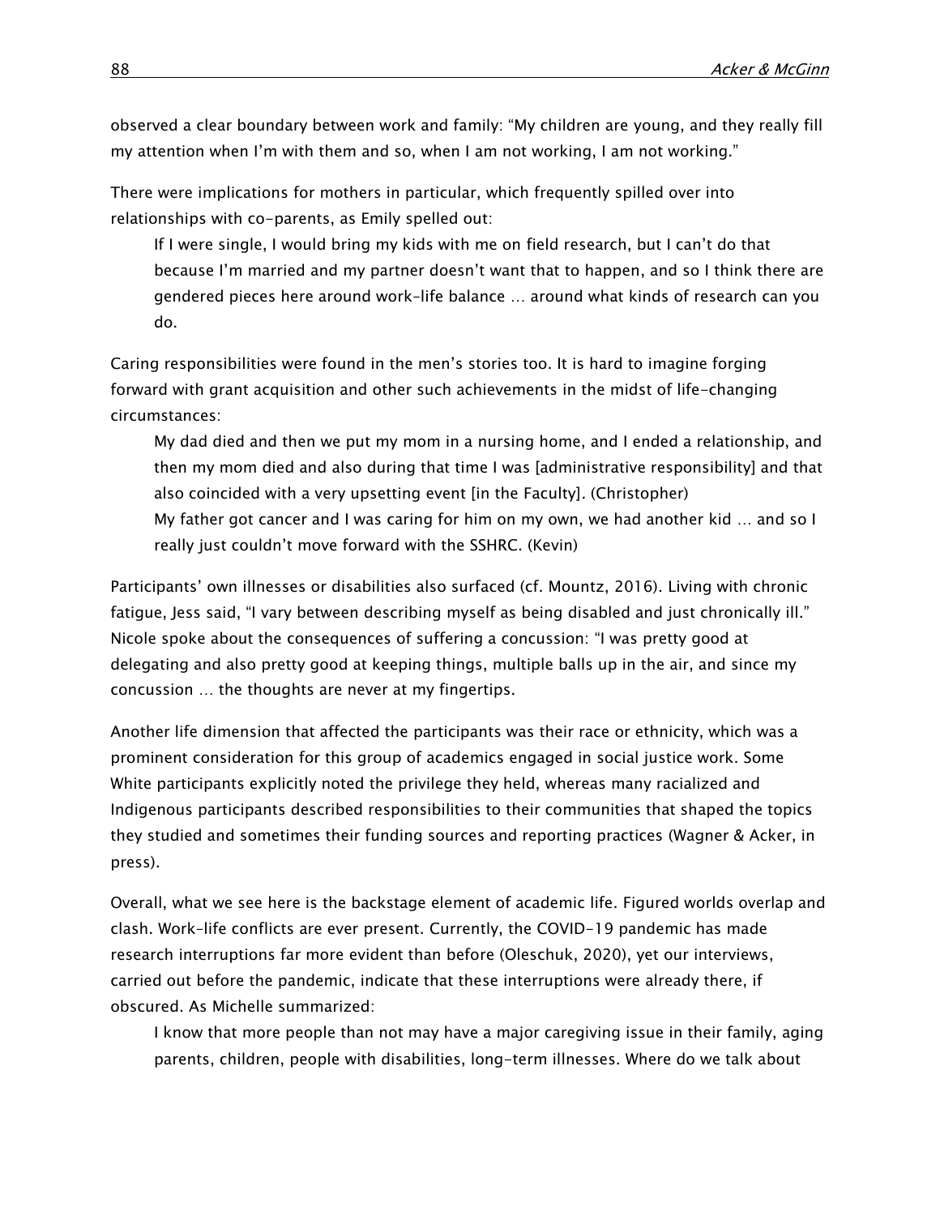observed a clear boundary between work and family: “My children are young, and they really fill my attention when I’m with them and so, when I am not working, I am not working.”

There were implications for mothers in particular, which frequently spilled over into relationships with co-parents, as Emily spelled out:

> If I were single, I would bring my kids with me on field research, but I can’t do that because I’m married and my partner doesn’t want that to happen, and so I think there are gendered pieces here around work–life balance … around what kinds of research can you do.

Caring responsibilities were found in the men’s stories too. It is hard to imagine forging forward with grant acquisition and other such achievements in the midst of life-changing circumstances:

> My dad died and then we put my mom in a nursing home, and I ended a relationship, and then my mom died and also during that time I was [administrative responsibility] and that also coincided with a very upsetting event [in the Faculty]. (Christopher)
>
> My father got cancer and I was caring for him on my own, we had another kid … and so I really just couldn’t move forward with the SSHRC. (Kevin)

Participants’ own illnesses or disabilities also surfaced (cf. Mountz, 2016). Living with chronic fatigue, Jess said, “I vary between describing myself as being disabled and just chronically ill.” Nicole spoke about the consequences of suffering a concussion: “I was pretty good at delegating and also pretty good at keeping things, multiple balls up in the air, and since my concussion … the thoughts are never at my fingertips.

Another life dimension that affected the participants was their race or ethnicity, which was a prominent consideration for this group of academics engaged in social justice work. Some White participants explicitly noted the privilege they held, whereas many racialized and Indigenous participants described responsibilities to their communities that shaped the topics they studied and sometimes their funding sources and reporting practices (Wagner & Acker, in press).

Overall, what we see here is the backstage element of academic life. Figured worlds overlap and clash. Work–life conflicts are ever present. Currently, the COVID-19 pandemic has made research interruptions far more evident than before (Oleschuk, 2020), yet our interviews, carried out before the pandemic, indicate that these interruptions were already there, if obscured. As Michelle summarized:

> I know that more people than not may have a major caregiving issue in their family, aging parents, children, people with disabilities, long-term illnesses. Where do we talk about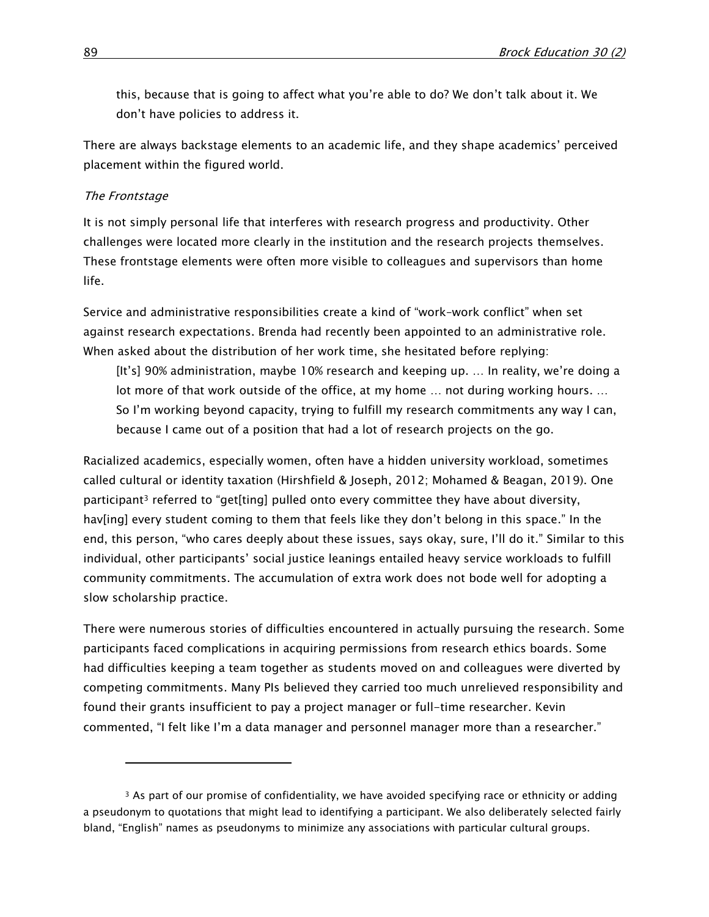> this, because that is going to affect what you're able to do? We don't talk about it. We don't have policies to address it.

There are always backstage elements to an academic life, and they shape academics' perceived placement within the figured world.

### *The Frontstage*

It is not simply personal life that interferes with research progress and productivity. Other challenges were located more clearly in the institution and the research projects themselves. These frontstage elements were often more visible to colleagues and supervisors than home life.

Service and administrative responsibilities create a kind of "work-work conflict" when set against research expectations. Brenda had recently been appointed to an administrative role. When asked about the distribution of her work time, she hesitated before replying:

> [It's] 90% administration, maybe 10% research and keeping up. … In reality, we're doing a lot more of that work outside of the office, at my home … not during working hours. … So I'm working beyond capacity, trying to fulfill my research commitments any way I can, because I came out of a position that had a lot of research projects on the go.

Racialized academics, especially women, often have a hidden university workload, sometimes called cultural or identity taxation (Hirshfield & Joseph, 2012; Mohamed & Beagan, 2019). One participant[3] referred to "get[ting] pulled onto every committee they have about diversity, hav[ing] every student coming to them that feels like they don't belong in this space." In the end, this person, "who cares deeply about these issues, says okay, sure, I'll do it." Similar to this individual, other participants' social justice leanings entailed heavy service workloads to fulfill community commitments. The accumulation of extra work does not bode well for adopting a slow scholarship practice.

There were numerous stories of difficulties encountered in actually pursuing the research. Some participants faced complications in acquiring permissions from research ethics boards. Some had difficulties keeping a team together as students moved on and colleagues were diverted by competing commitments. Many PIs believed they carried too much unrelieved responsibility and found their grants insufficient to pay a project manager or full-time researcher. Kevin commented, "I felt like I'm a data manager and personnel manager more than a researcher."

---

[3] As part of our promise of confidentiality, we have avoided specifying race or ethnicity or adding a pseudonym to quotations that might lead to identifying a participant. We also deliberately selected fairly bland, "English" names as pseudonyms to minimize any associations with particular cultural groups.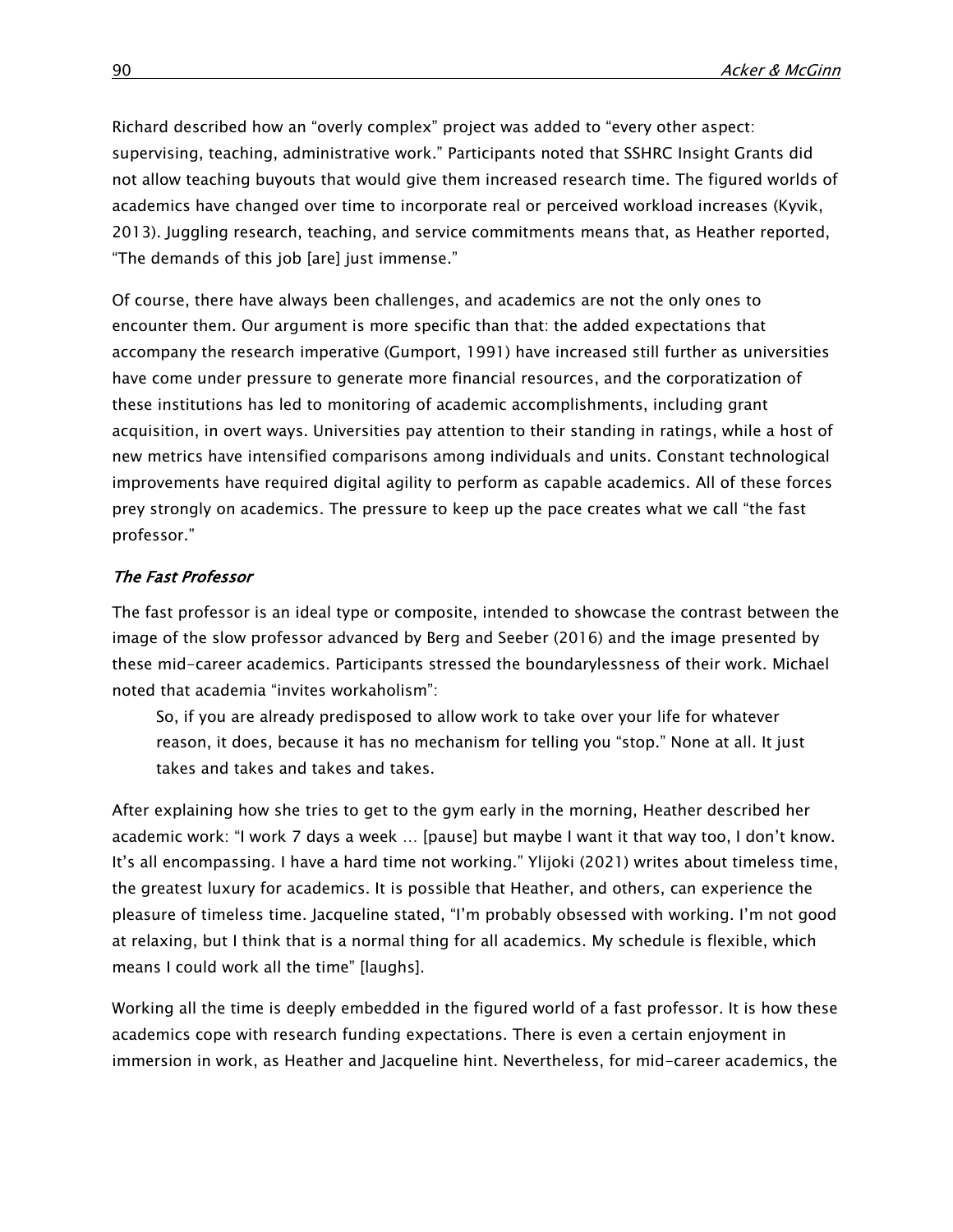Richard described how an "overly complex" project was added to "every other aspect: supervising, teaching, administrative work." Participants noted that SSHRC Insight Grants did not allow teaching buyouts that would give them increased research time. The figured worlds of academics have changed over time to incorporate real or perceived workload increases (Kyvik, 2013). Juggling research, teaching, and service commitments means that, as Heather reported, "The demands of this job [are] just immense."

Of course, there have always been challenges, and academics are not the only ones to encounter them. Our argument is more specific than that: the added expectations that accompany the research imperative (Gumport, 1991) have increased still further as universities have come under pressure to generate more financial resources, and the corporatization of these institutions has led to monitoring of academic accomplishments, including grant acquisition, in overt ways. Universities pay attention to their standing in ratings, while a host of new metrics have intensified comparisons among individuals and units. Constant technological improvements have required digital agility to perform as capable academics. All of these forces prey strongly on academics. The pressure to keep up the pace creates what we call "the fast professor."

### *The Fast Professor*

The fast professor is an ideal type or composite, intended to showcase the contrast between the image of the slow professor advanced by Berg and Seeber (2016) and the image presented by these mid-career academics. Participants stressed the boundarylessness of their work. Michael noted that academia "invites workaholism":

> So, if you are already predisposed to allow work to take over your life for whatever reason, it does, because it has no mechanism for telling you "stop." None at all. It just takes and takes and takes and takes.

After explaining how she tries to get to the gym early in the morning, Heather described her academic work: "I work 7 days a week … [pause] but maybe I want it that way too, I don't know. It's all encompassing. I have a hard time not working." Ylijoki (2021) writes about timeless time, the greatest luxury for academics. It is possible that Heather, and others, can experience the pleasure of timeless time. Jacqueline stated, "I'm probably obsessed with working. I'm not good at relaxing, but I think that is a normal thing for all academics. My schedule is flexible, which means I could work all the time" [laughs].

Working all the time is deeply embedded in the figured world of a fast professor. It is how these academics cope with research funding expectations. There is even a certain enjoyment in immersion in work, as Heather and Jacqueline hint. Nevertheless, for mid-career academics, the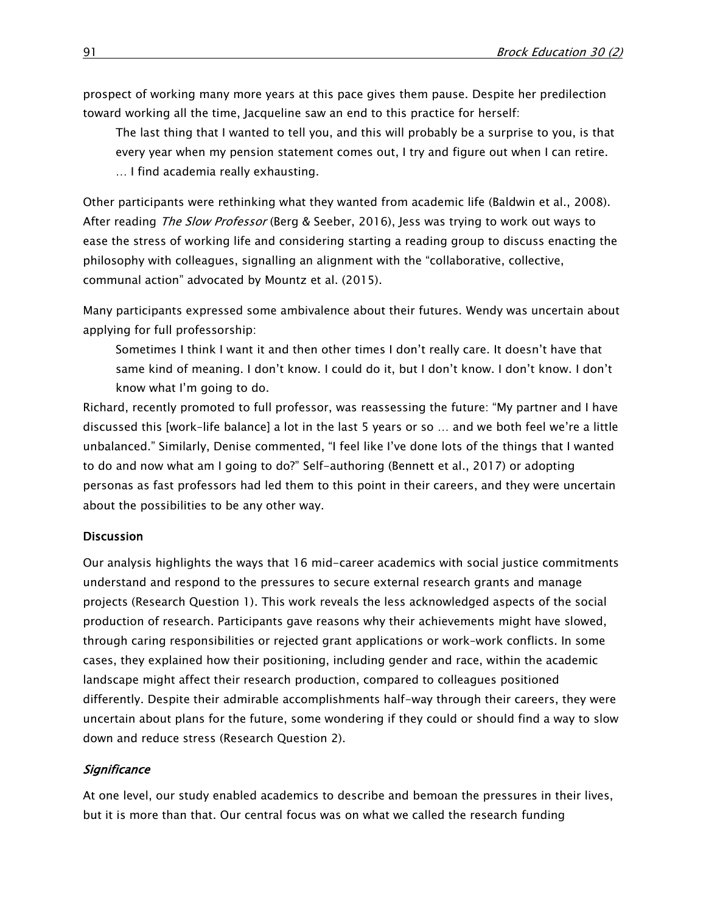prospect of working many more years at this pace gives them pause. Despite her predilection toward working all the time, Jacqueline saw an end to this practice for herself:

> The last thing that I wanted to tell you, and this will probably be a surprise to you, is that every year when my pension statement comes out, I try and figure out when I can retire. … I find academia really exhausting.

Other participants were rethinking what they wanted from academic life (Baldwin et al., 2008). After reading *The Slow Professor* (Berg & Seeber, 2016), Jess was trying to work out ways to ease the stress of working life and considering starting a reading group to discuss enacting the philosophy with colleagues, signalling an alignment with the "collaborative, collective, communal action" advocated by Mountz et al. (2015).

Many participants expressed some ambivalence about their futures. Wendy was uncertain about applying for full professorship:

> Sometimes I think I want it and then other times I don't really care. It doesn't have that same kind of meaning. I don't know. I could do it, but I don't know. I don't know. I don't know what I'm going to do.

Richard, recently promoted to full professor, was reassessing the future: "My partner and I have discussed this [work-life balance] a lot in the last 5 years or so … and we both feel we're a little unbalanced." Similarly, Denise commented, "I feel like I've done lots of the things that I wanted to do and now what am I going to do?" Self-authoring (Bennett et al., 2017) or adopting personas as fast professors had led them to this point in their careers, and they were uncertain about the possibilities to be any other way.

## Discussion

Our analysis highlights the ways that 16 mid-career academics with social justice commitments understand and respond to the pressures to secure external research grants and manage projects (Research Question 1). This work reveals the less acknowledged aspects of the social production of research. Participants gave reasons why their achievements might have slowed, through caring responsibilities or rejected grant applications or work-work conflicts. In some cases, they explained how their positioning, including gender and race, within the academic landscape might affect their research production, compared to colleagues positioned differently. Despite their admirable accomplishments half-way through their careers, they were uncertain about plans for the future, some wondering if they could or should find a way to slow down and reduce stress (Research Question 2).

### *Significance*

At one level, our study enabled academics to describe and bemoan the pressures in their lives, but it is more than that. Our central focus was on what we called the research funding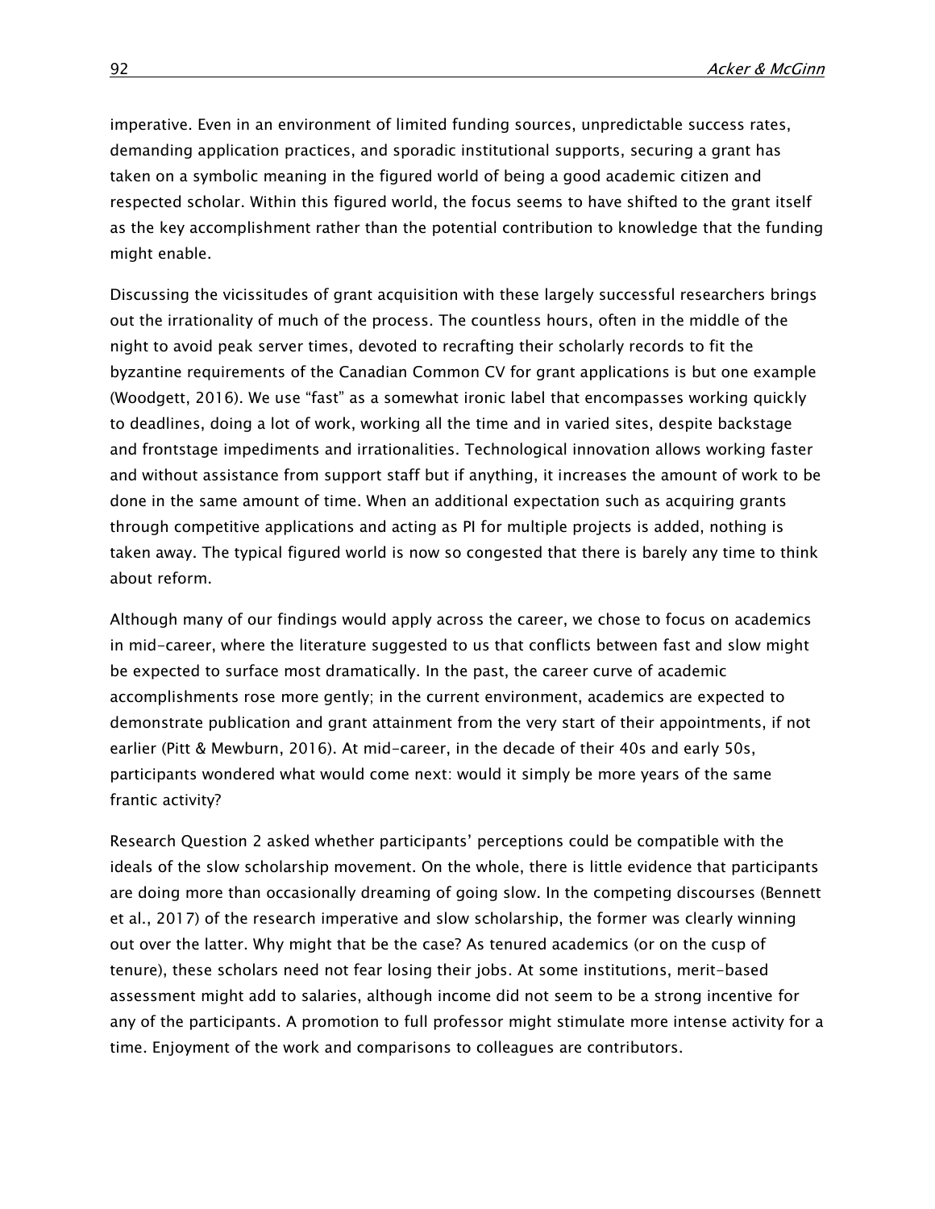imperative. Even in an environment of limited funding sources, unpredictable success rates, demanding application practices, and sporadic institutional supports, securing a grant has taken on a symbolic meaning in the figured world of being a good academic citizen and respected scholar. Within this figured world, the focus seems to have shifted to the grant itself as the key accomplishment rather than the potential contribution to knowledge that the funding might enable.

Discussing the vicissitudes of grant acquisition with these largely successful researchers brings out the irrationality of much of the process. The countless hours, often in the middle of the night to avoid peak server times, devoted to recrafting their scholarly records to fit the byzantine requirements of the Canadian Common CV for grant applications is but one example (Woodgett, 2016). We use "fast" as a somewhat ironic label that encompasses working quickly to deadlines, doing a lot of work, working all the time and in varied sites, despite backstage and frontstage impediments and irrationalities. Technological innovation allows working faster and without assistance from support staff but if anything, it increases the amount of work to be done in the same amount of time. When an additional expectation such as acquiring grants through competitive applications and acting as PI for multiple projects is added, nothing is taken away. The typical figured world is now so congested that there is barely any time to think about reform.

Although many of our findings would apply across the career, we chose to focus on academics in mid-career, where the literature suggested to us that conflicts between fast and slow might be expected to surface most dramatically. In the past, the career curve of academic accomplishments rose more gently; in the current environment, academics are expected to demonstrate publication and grant attainment from the very start of their appointments, if not earlier (Pitt & Mewburn, 2016). At mid-career, in the decade of their 40s and early 50s, participants wondered what would come next: would it simply be more years of the same frantic activity?

Research Question 2 asked whether participants' perceptions could be compatible with the ideals of the slow scholarship movement. On the whole, there is little evidence that participants are doing more than occasionally dreaming of going slow. In the competing discourses (Bennett et al., 2017) of the research imperative and slow scholarship, the former was clearly winning out over the latter. Why might that be the case? As tenured academics (or on the cusp of tenure), these scholars need not fear losing their jobs. At some institutions, merit-based assessment might add to salaries, although income did not seem to be a strong incentive for any of the participants. A promotion to full professor might stimulate more intense activity for a time. Enjoyment of the work and comparisons to colleagues are contributors.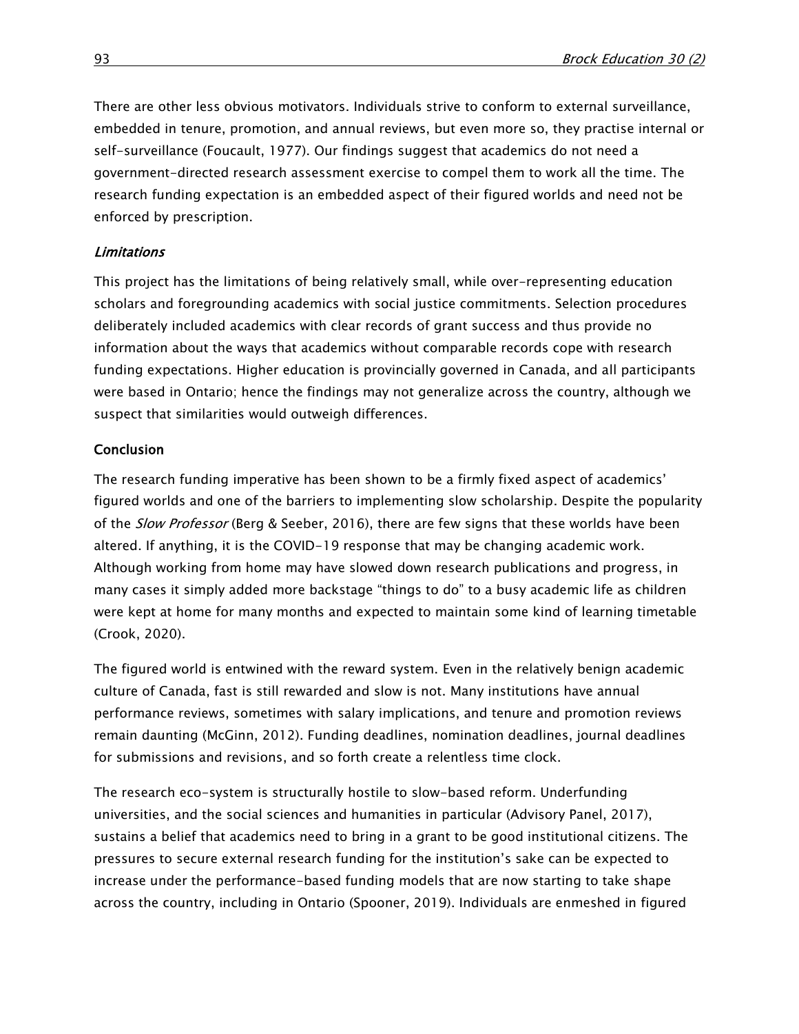There are other less obvious motivators. Individuals strive to conform to external surveillance, embedded in tenure, promotion, and annual reviews, but even more so, they practise internal or self-surveillance (Foucault, 1977). Our findings suggest that academics do not need a government-directed research assessment exercise to compel them to work all the time. The research funding expectation is an embedded aspect of their figured worlds and need not be enforced by prescription.

### *Limitations*

This project has the limitations of being relatively small, while over-representing education scholars and foregrounding academics with social justice commitments. Selection procedures deliberately included academics with clear records of grant success and thus provide no information about the ways that academics without comparable records cope with research funding expectations. Higher education is provincially governed in Canada, and all participants were based in Ontario; hence the findings may not generalize across the country, although we suspect that similarities would outweigh differences.

## Conclusion

The research funding imperative has been shown to be a firmly fixed aspect of academics' figured worlds and one of the barriers to implementing slow scholarship. Despite the popularity of the *Slow Professor* (Berg & Seeber, 2016), there are few signs that these worlds have been altered. If anything, it is the COVID-19 response that may be changing academic work. Although working from home may have slowed down research publications and progress, in many cases it simply added more backstage "things to do" to a busy academic life as children were kept at home for many months and expected to maintain some kind of learning timetable (Crook, 2020).

The figured world is entwined with the reward system. Even in the relatively benign academic culture of Canada, fast is still rewarded and slow is not. Many institutions have annual performance reviews, sometimes with salary implications, and tenure and promotion reviews remain daunting (McGinn, 2012). Funding deadlines, nomination deadlines, journal deadlines for submissions and revisions, and so forth create a relentless time clock.

The research eco-system is structurally hostile to slow-based reform. Underfunding universities, and the social sciences and humanities in particular (Advisory Panel, 2017), sustains a belief that academics need to bring in a grant to be good institutional citizens. The pressures to secure external research funding for the institution's sake can be expected to increase under the performance-based funding models that are now starting to take shape across the country, including in Ontario (Spooner, 2019). Individuals are enmeshed in figured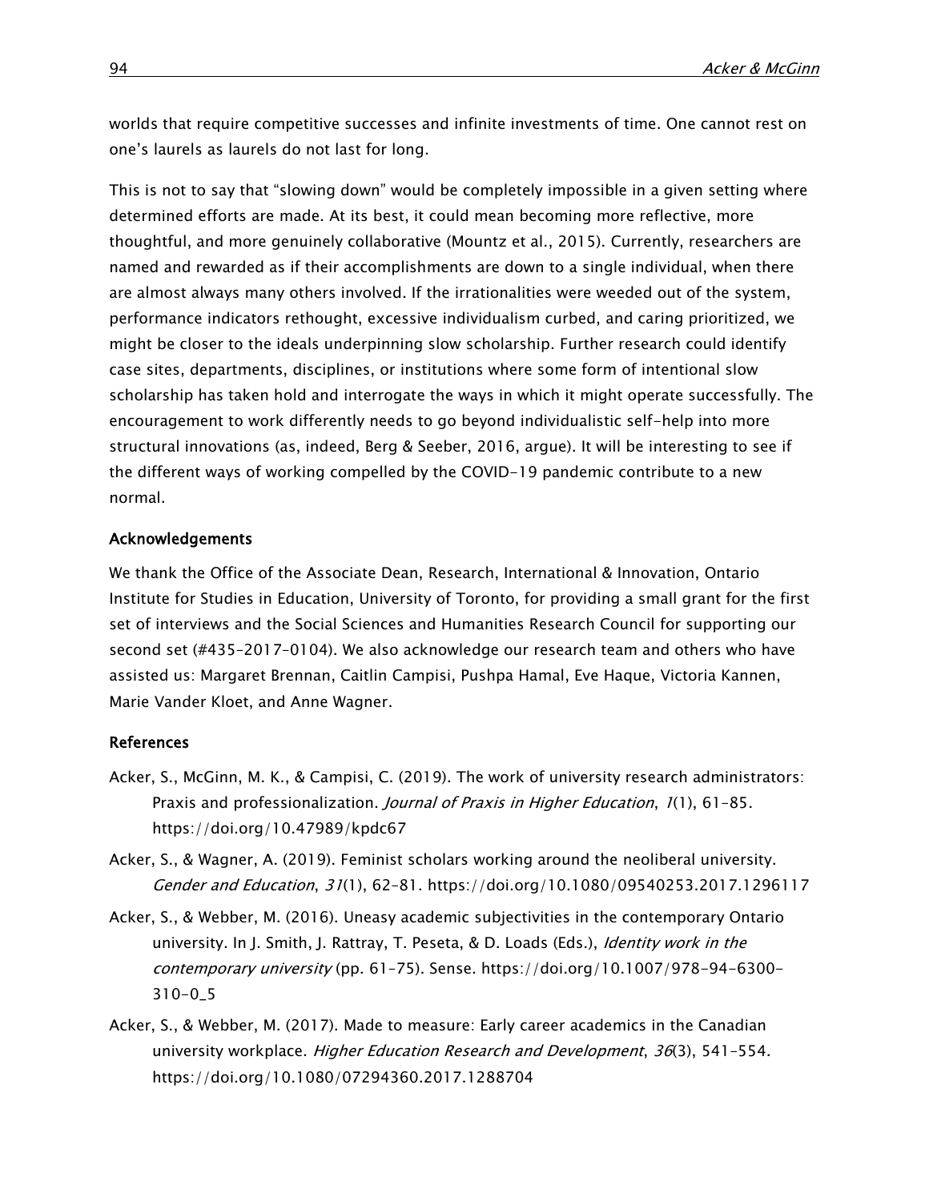worlds that require competitive successes and infinite investments of time. One cannot rest on one's laurels as laurels do not last for long.

This is not to say that "slowing down" would be completely impossible in a given setting where determined efforts are made. At its best, it could mean becoming more reflective, more thoughtful, and more genuinely collaborative (Mountz et al., 2015). Currently, researchers are named and rewarded as if their accomplishments are down to a single individual, when there are almost always many others involved. If the irrationalities were weeded out of the system, performance indicators rethought, excessive individualism curbed, and caring prioritized, we might be closer to the ideals underpinning slow scholarship. Further research could identify case sites, departments, disciplines, or institutions where some form of intentional slow scholarship has taken hold and interrogate the ways in which it might operate successfully. The encouragement to work differently needs to go beyond individualistic self-help into more structural innovations (as, indeed, Berg & Seeber, 2016, argue). It will be interesting to see if the different ways of working compelled by the COVID-19 pandemic contribute to a new normal.

## Acknowledgements

We thank the Office of the Associate Dean, Research, International & Innovation, Ontario Institute for Studies in Education, University of Toronto, for providing a small grant for the first set of interviews and the Social Sciences and Humanities Research Council for supporting our second set (#435-2017-0104). We also acknowledge our research team and others who have assisted us: Margaret Brennan, Caitlin Campisi, Pushpa Hamal, Eve Haque, Victoria Kannen, Marie Vander Kloet, and Anne Wagner.

## References

Acker, S., McGinn, M. K., & Campisi, C. (2019). The work of university research administrators: Praxis and professionalization. *Journal of Praxis in Higher Education*, *1*(1), 61–85. https://doi.org/10.47989/kpdc67

Acker, S., & Wagner, A. (2019). Feminist scholars working around the neoliberal university. *Gender and Education*, *31*(1), 62–81. https://doi.org/10.1080/09540253.2017.1296117

Acker, S., & Webber, M. (2016). Uneasy academic subjectivities in the contemporary Ontario university. In J. Smith, J. Rattray, T. Peseta, & D. Loads (Eds.), *Identity work in the contemporary university* (pp. 61–75). Sense. https://doi.org/10.1007/978-94-6300-310-0_5

Acker, S., & Webber, M. (2017). Made to measure: Early career academics in the Canadian university workplace. *Higher Education Research and Development*, *36*(3), 541–554. https://doi.org/10.1080/07294360.2017.1288704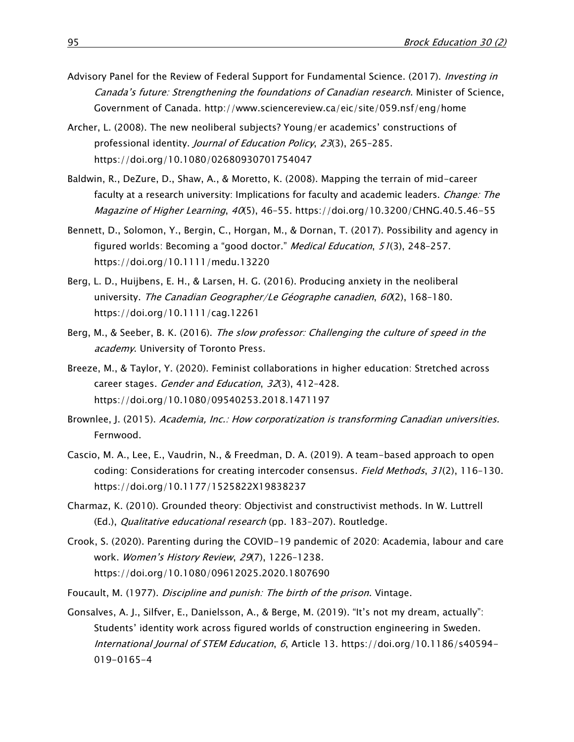Advisory Panel for the Review of Federal Support for Fundamental Science. (2017). *Investing in Canada's future: Strengthening the foundations of Canadian research*. Minister of Science, Government of Canada. http://www.sciencereview.ca/eic/site/059.nsf/eng/home

Archer, L. (2008). The new neoliberal subjects? Young/er academics' constructions of professional identity. *Journal of Education Policy*, *23*(3), 265–285. https://doi.org/10.1080/02680930701754047

Baldwin, R., DeZure, D., Shaw, A., & Moretto, K. (2008). Mapping the terrain of mid-career faculty at a research university: Implications for faculty and academic leaders. *Change: The Magazine of Higher Learning*, *40*(5), 46–55. https://doi.org/10.3200/CHNG.40.5.46-55

Bennett, D., Solomon, Y., Bergin, C., Horgan, M., & Dornan, T. (2017). Possibility and agency in figured worlds: Becoming a "good doctor." *Medical Education*, *51*(3), 248–257. https://doi.org/10.1111/medu.13220

Berg, L. D., Huijbens, E. H., & Larsen, H. G. (2016). Producing anxiety in the neoliberal university. *The Canadian Geographer/Le Géographe canadien*, *60*(2), 168–180. https://doi.org/10.1111/cag.12261

Berg, M., & Seeber, B. K. (2016). *The slow professor: Challenging the culture of speed in the academy*. University of Toronto Press.

Breeze, M., & Taylor, Y. (2020). Feminist collaborations in higher education: Stretched across career stages. *Gender and Education*, *32*(3), 412–428. https://doi.org/10.1080/09540253.2018.1471197

Brownlee, J. (2015). *Academia, Inc.: How corporatization is transforming Canadian universities.* Fernwood.

Cascio, M. A., Lee, E., Vaudrin, N., & Freedman, D. A. (2019). A team-based approach to open coding: Considerations for creating intercoder consensus. *Field Methods*, *31*(2), 116–130. https://doi.org/10.1177/1525822X19838237

Charmaz, K. (2010). Grounded theory: Objectivist and constructivist methods. In W. Luttrell (Ed.), *Qualitative educational research* (pp. 183–207). Routledge.

Crook, S. (2020). Parenting during the COVID-19 pandemic of 2020: Academia, labour and care work. *Women's History Review*, *29*(7), 1226–1238. https://doi.org/10.1080/09612025.2020.1807690

Foucault, M. (1977). *Discipline and punish: The birth of the prison*. Vintage.

Gonsalves, A. J., Silfver, E., Danielsson, A., & Berge, M. (2019). "It's not my dream, actually": Students' identity work across figured worlds of construction engineering in Sweden. *International Journal of STEM Education*, *6*, Article 13. https://doi.org/10.1186/s40594-019-0165-4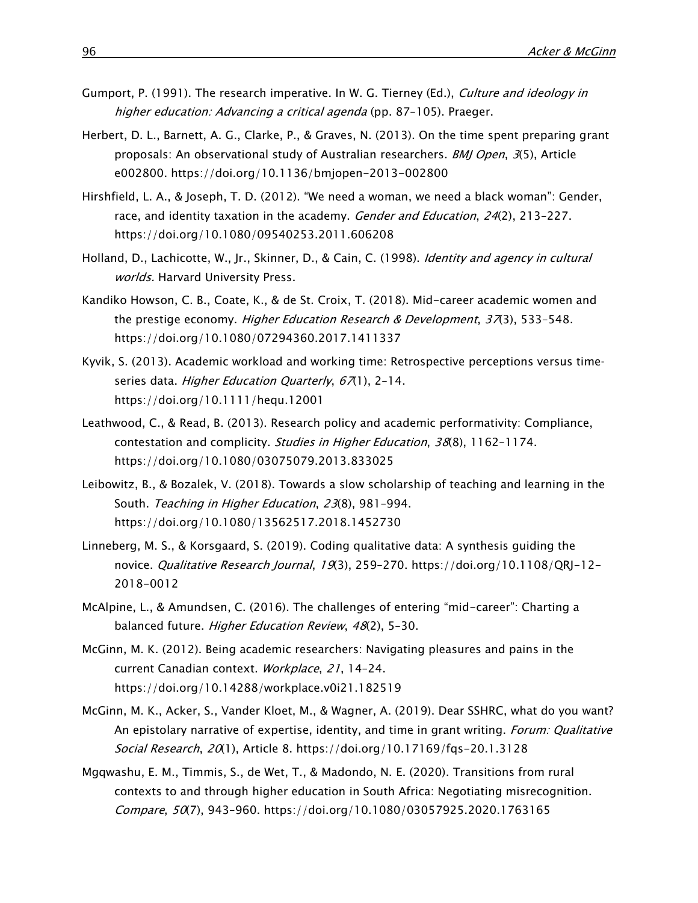Gumport, P. (1991). The research imperative. In W. G. Tierney (Ed.), *Culture and ideology in higher education: Advancing a critical agenda* (pp. 87–105). Praeger.

Herbert, D. L., Barnett, A. G., Clarke, P., & Graves, N. (2013). On the time spent preparing grant proposals: An observational study of Australian researchers. *BMJ Open*, *3*(5), Article e002800. https://doi.org/10.1136/bmjopen-2013-002800

Hirshfield, L. A., & Joseph, T. D. (2012). "We need a woman, we need a black woman": Gender, race, and identity taxation in the academy. *Gender and Education*, *24*(2), 213–227. https://doi.org/10.1080/09540253.2011.606208

Holland, D., Lachicotte, W., Jr., Skinner, D., & Cain, C. (1998). *Identity and agency in cultural worlds.* Harvard University Press.

Kandiko Howson, C. B., Coate, K., & de St. Croix, T. (2018). Mid-career academic women and the prestige economy. *Higher Education Research & Development*, *37*(3), 533–548. https://doi.org/10.1080/07294360.2017.1411337

Kyvik, S. (2013). Academic workload and working time: Retrospective perceptions versus time-series data. *Higher Education Quarterly*, *67*(1), 2–14. https://doi.org/10.1111/hequ.12001

Leathwood, C., & Read, B. (2013). Research policy and academic performativity: Compliance, contestation and complicity. *Studies in Higher Education*, *38*(8), 1162–1174. https://doi.org/10.1080/03075079.2013.833025

Leibowitz, B., & Bozalek, V. (2018). Towards a slow scholarship of teaching and learning in the South. *Teaching in Higher Education*, *23*(8), 981–994. https://doi.org/10.1080/13562517.2018.1452730

Linneberg, M. S., & Korsgaard, S. (2019). Coding qualitative data: A synthesis guiding the novice. *Qualitative Research Journal*, *19*(3), 259–270. https://doi.org/10.1108/QRJ-12-2018-0012

McAlpine, L., & Amundsen, C. (2016). The challenges of entering "mid-career": Charting a balanced future. *Higher Education Review*, *48*(2), 5–30.

McGinn, M. K. (2012). Being academic researchers: Navigating pleasures and pains in the current Canadian context. *Workplace*, *21*, 14–24. https://doi.org/10.14288/workplace.v0i21.182519

McGinn, M. K., Acker, S., Vander Kloet, M., & Wagner, A. (2019). Dear SSHRC, what do you want? An epistolary narrative of expertise, identity, and time in grant writing. *Forum: Qualitative Social Research*, *20*(1), Article 8. https://doi.org/10.17169/fqs-20.1.3128

Mgqwashu, E. M., Timmis, S., de Wet, T., & Madondo, N. E. (2020). Transitions from rural contexts to and through higher education in South Africa: Negotiating misrecognition. *Compare*, *50*(7), 943–960. https://doi.org/10.1080/03057925.2020.1763165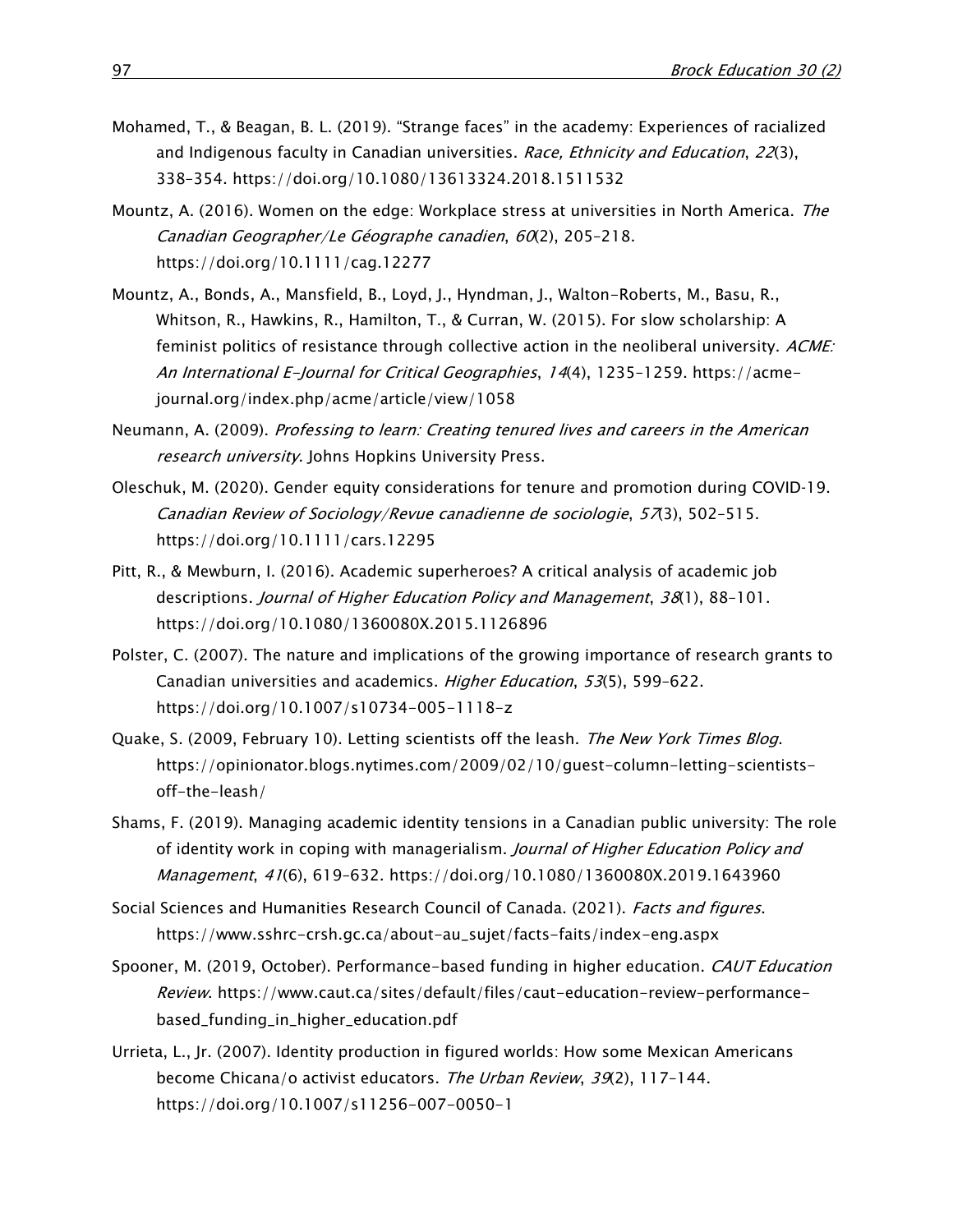Mohamed, T., & Beagan, B. L. (2019). "Strange faces" in the academy: Experiences of racialized and Indigenous faculty in Canadian universities. *Race, Ethnicity and Education*, *22*(3), 338–354. https://doi.org/10.1080/13613324.2018.1511532

Mountz, A. (2016). Women on the edge: Workplace stress at universities in North America. *The Canadian Geographer/Le Géographe canadien*, *60*(2), 205–218. https://doi.org/10.1111/cag.12277

Mountz, A., Bonds, A., Mansfield, B., Loyd, J., Hyndman, J., Walton-Roberts, M., Basu, R., Whitson, R., Hawkins, R., Hamilton, T., & Curran, W. (2015). For slow scholarship: A feminist politics of resistance through collective action in the neoliberal university. *ACME: An International E-Journal for Critical Geographies*, *14*(4), 1235–1259. https://acme-journal.org/index.php/acme/article/view/1058

Neumann, A. (2009). *Professing to learn: Creating tenured lives and careers in the American research university*. Johns Hopkins University Press.

Oleschuk, M. (2020). Gender equity considerations for tenure and promotion during COVID-19. *Canadian Review of Sociology/Revue canadienne de sociologie*, *57*(3), 502–515. https://doi.org/10.1111/cars.12295

Pitt, R., & Mewburn, I. (2016). Academic superheroes? A critical analysis of academic job descriptions. *Journal of Higher Education Policy and Management*, *38*(1), 88–101. https://doi.org/10.1080/1360080X.2015.1126896

Polster, C. (2007). The nature and implications of the growing importance of research grants to Canadian universities and academics. *Higher Education*, *53*(5), 599–622. https://doi.org/10.1007/s10734-005-1118-z

Quake, S. (2009, February 10). Letting scientists off the leash. *The New York Times Blog*. https://opinionator.blogs.nytimes.com/2009/02/10/guest-column-letting-scientists-off-the-leash/

Shams, F. (2019). Managing academic identity tensions in a Canadian public university: The role of identity work in coping with managerialism. *Journal of Higher Education Policy and Management*, *41*(6), 619–632. https://doi.org/10.1080/1360080X.2019.1643960

Social Sciences and Humanities Research Council of Canada. (2021). *Facts and figures*. https://www.sshrc-crsh.gc.ca/about-au_sujet/facts-faits/index-eng.aspx

Spooner, M. (2019, October). Performance-based funding in higher education. *CAUT Education Review*. https://www.caut.ca/sites/default/files/caut-education-review-performance-based_funding_in_higher_education.pdf

Urrieta, L., Jr. (2007). Identity production in figured worlds: How some Mexican Americans become Chicana/o activist educators. *The Urban Review*, *39*(2), 117–144. https://doi.org/10.1007/s11256-007-0050-1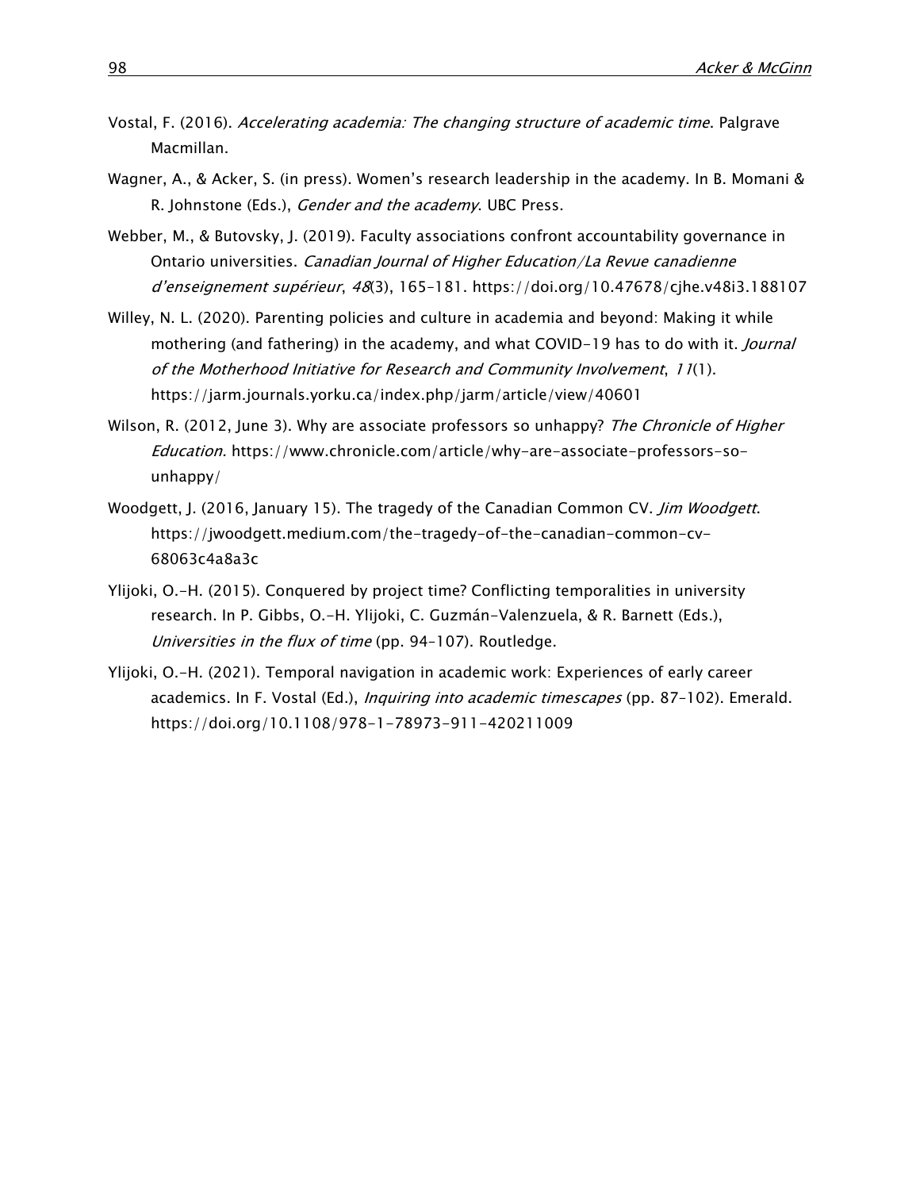Vostal, F. (2016). *Accelerating academia: The changing structure of academic time*. Palgrave Macmillan.

Wagner, A., & Acker, S. (in press). Women's research leadership in the academy. In B. Momani & R. Johnstone (Eds.), *Gender and the academy*. UBC Press.

Webber, M., & Butovsky, J. (2019). Faculty associations confront accountability governance in Ontario universities. *Canadian Journal of Higher Education/La Revue canadienne d'enseignement supérieur*, *48*(3), 165–181. https://doi.org/10.47678/cjhe.v48i3.188107

Willey, N. L. (2020). Parenting policies and culture in academia and beyond: Making it while mothering (and fathering) in the academy, and what COVID-19 has to do with it. *Journal of the Motherhood Initiative for Research and Community Involvement*, *11*(1). https://jarm.journals.yorku.ca/index.php/jarm/article/view/40601

Wilson, R. (2012, June 3). Why are associate professors so unhappy? *The Chronicle of Higher Education.* https://www.chronicle.com/article/why-are-associate-professors-so-unhappy/

Woodgett, J. (2016, January 15). The tragedy of the Canadian Common CV. *Jim Woodgett*. https://jwoodgett.medium.com/the-tragedy-of-the-canadian-common-cv-68063c4a8a3c

Ylijoki, O.-H. (2015). Conquered by project time? Conflicting temporalities in university research. In P. Gibbs, O.-H. Ylijoki, C. Guzmán-Valenzuela, & R. Barnett (Eds.), *Universities in the flux of time* (pp. 94–107). Routledge.

Ylijoki, O.-H. (2021). Temporal navigation in academic work: Experiences of early career academics. In F. Vostal (Ed.), *Inquiring into academic timescapes* (pp. 87–102). Emerald. https://doi.org/10.1108/978-1-78973-911-420211009